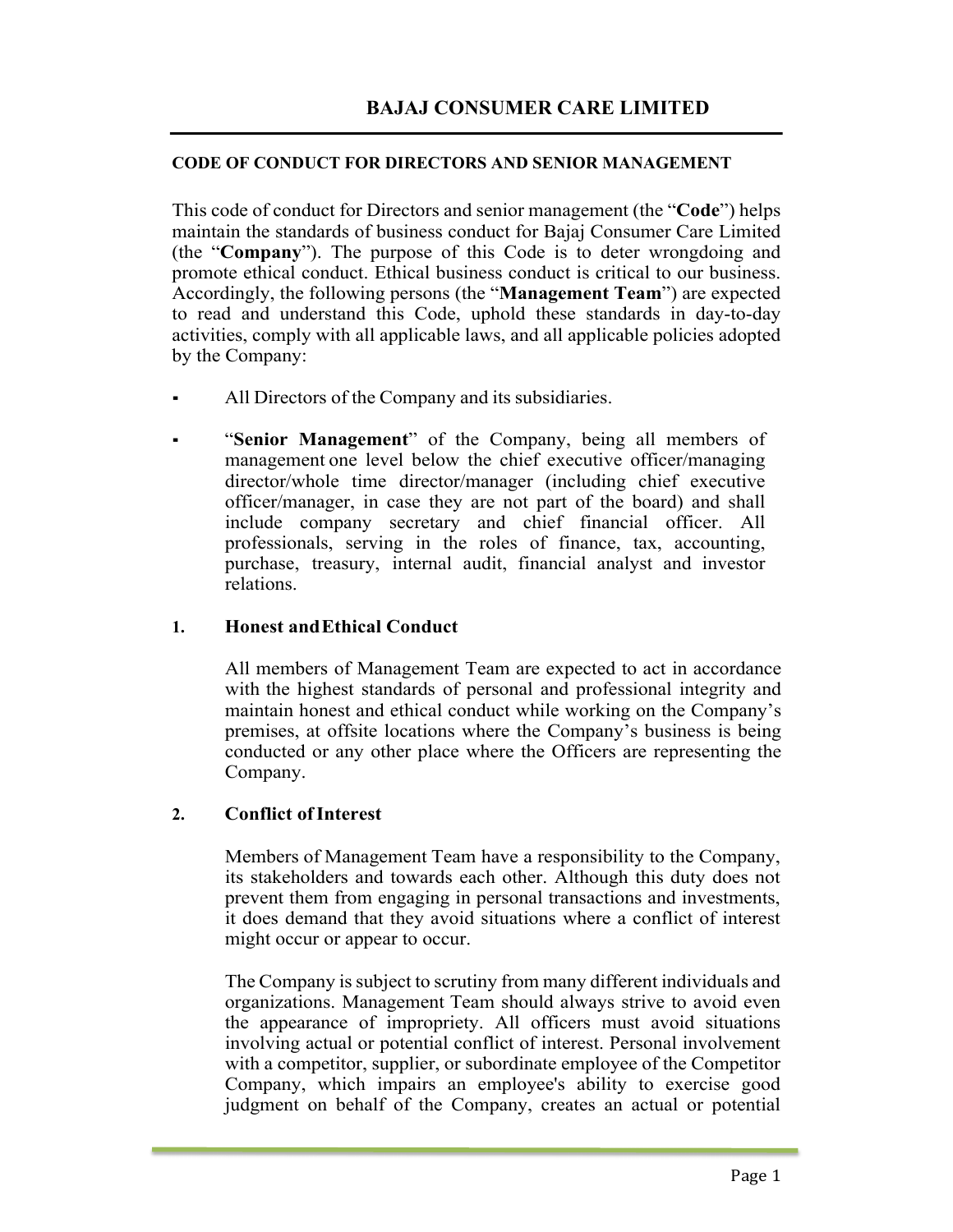# BAJAJ CONSUMER CARE LIMITED

## CODE OF CONDUCT FOR DIRECTORS AND SENIOR MANAGEMENT

This code of conduct for Directors and senior management (the "**Code**") helps maintain the standards of business conduct for Bajaj Consumer Care Limited (the "**Company**"). The purpose of this Code is to deter wrongdoing and promote ethical conduct. Ethical business conduct is critical to our business. Accordingly, the following persons (the "**Management Team**") are expected to read and understand this Code, uphold these standards in day-to-day activities, comply with all applicable laws, and all applicable policies adopted by the Company:

- All Directors of the Company and its subsidiaries.
- "**Senior Management**" of the Company, being all members of management one level below the chief executive officer/managing director/whole time director/manager (including chief executive officer/manager, in case they are not part of the board) and shall include company secretary and chief financial officer. All professionals, serving in the roles of finance, tax, accounting, purchase, treasury, internal audit, financial analyst and investor relations.

### 1. Honest and Ethical Conduct

All members of Management Team are expected to act in accordance with the highest standards of personal and professional integrity and maintain honest and ethical conduct while working on the Company's premises, at offsite locations where the Company's business is being conducted or any other place where the Officers are representing the Company.

### 2. Conflict of Interest

Members of Management Team have a responsibility to the Company, its stakeholders and towards each other. Although this duty does not prevent them from engaging in personal transactions and investments, it does demand that they avoid situations where a conflict of interest might occur or appear to occur.

The Company is subject to scrutiny from many different individuals and organizations. Management Team should always strive to avoid even the appearance of impropriety. All officers must avoid situations involving actual or potential conflict of interest. Personal involvement with a competitor, supplier, or subordinate employee of the Competitor Company, which impairs an employee's ability to exercise good judgment on behalf of the Company, creates an actual or potential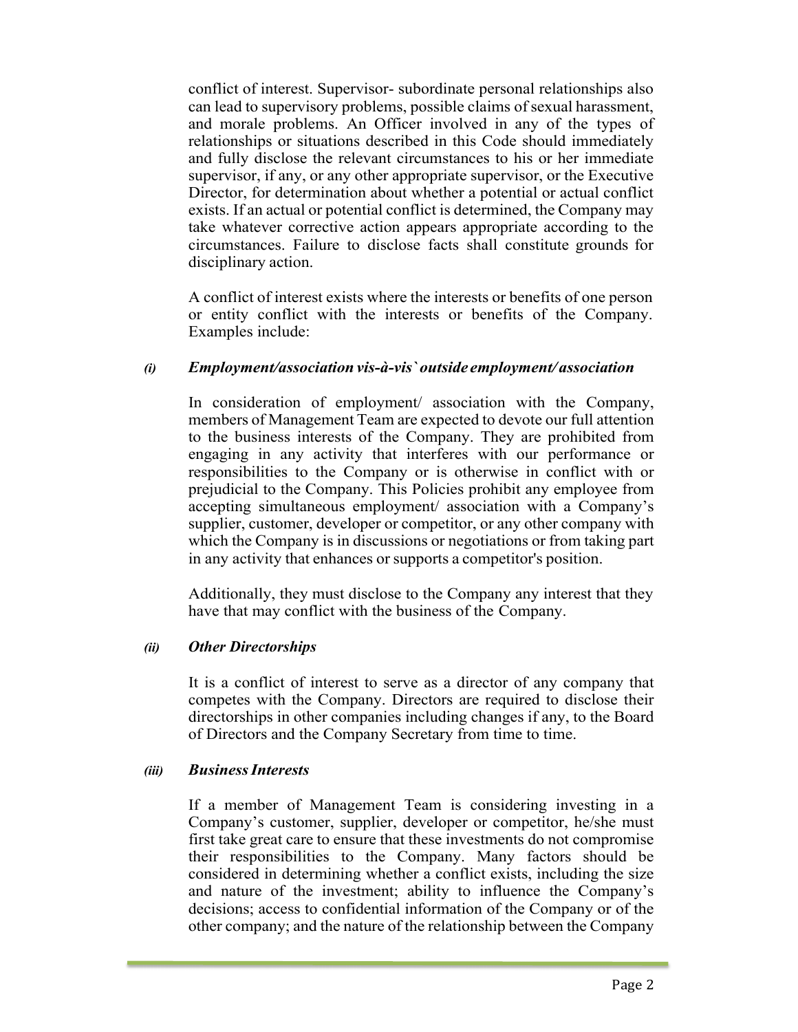conflict of interest. Supervisor- subordinate personal relationships also can lead to supervisory problems, possible claims of sexual harassment, and morale problems. An Officer involved in any of the types of relationships or situations described in this Code should immediately and fully disclose the relevant circumstances to his or her immediate supervisor, if any, or any other appropriate supervisor, or the Executive Director, for determination about whether a potential or actual conflict exists. If an actual or potential conflict is determined, the Company may take whatever corrective action appears appropriate according to the circumstances. Failure to disclose facts shall constitute grounds for disciplinary action.

A conflict of interest exists where the interests or benefits of one person or entity conflict with the interests or benefits of the Company. Examples include:

***(i) Employment/association vis-à-vis` outside employment/ association***

In consideration of employment/ association with the Company, members of Management Team are expected to devote our full attention to the business interests of the Company. They are prohibited from engaging in any activity that interferes with our performance or responsibilities to the Company or is otherwise in conflict with or prejudicial to the Company. This Policies prohibit any employee from accepting simultaneous employment/ association with a Company's supplier, customer, developer or competitor, or any other company with which the Company is in discussions or negotiations or from taking part in any activity that enhances or supports a competitor's position.

Additionally, they must disclose to the Company any interest that they have that may conflict with the business of the Company.

***(ii) Other Directorships***

It is a conflict of interest to serve as a director of any company that competes with the Company. Directors are required to disclose their directorships in other companies including changes if any, to the Board of Directors and the Company Secretary from time to time.

***(iii) Business Interests***

If a member of Management Team is considering investing in a Company's customer, supplier, developer or competitor, he/she must first take great care to ensure that these investments do not compromise their responsibilities to the Company. Many factors should be considered in determining whether a conflict exists, including the size and nature of the investment; ability to influence the Company's decisions; access to confidential information of the Company or of the other company; and the nature of the relationship between the Company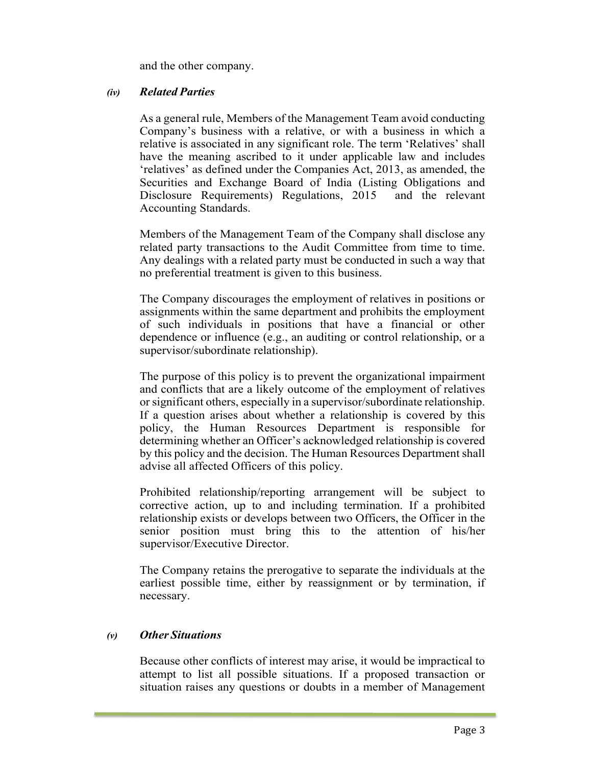and the other company.

### *(iv) Related Parties*

As a general rule, Members of the Management Team avoid conducting Company's business with a relative, or with a business in which a relative is associated in any significant role. The term 'Relatives' shall have the meaning ascribed to it under applicable law and includes 'relatives' as defined under the Companies Act, 2013, as amended, the Securities and Exchange Board of India (Listing Obligations and Disclosure Requirements) Regulations, 2015 and the relevant Accounting Standards.

Members of the Management Team of the Company shall disclose any related party transactions to the Audit Committee from time to time. Any dealings with a related party must be conducted in such a way that no preferential treatment is given to this business.

The Company discourages the employment of relatives in positions or assignments within the same department and prohibits the employment of such individuals in positions that have a financial or other dependence or influence (e.g., an auditing or control relationship, or a supervisor/subordinate relationship).

The purpose of this policy is to prevent the organizational impairment and conflicts that are a likely outcome of the employment of relatives or significant others, especially in a supervisor/subordinate relationship. If a question arises about whether a relationship is covered by this policy, the Human Resources Department is responsible for determining whether an Officer's acknowledged relationship is covered by this policy and the decision. The Human Resources Department shall advise all affected Officers of this policy.

Prohibited relationship/reporting arrangement will be subject to corrective action, up to and including termination. If a prohibited relationship exists or develops between two Officers, the Officer in the senior position must bring this to the attention of his/her supervisor/Executive Director.

The Company retains the prerogative to separate the individuals at the earliest possible time, either by reassignment or by termination, if necessary.

### *(v) Other Situations*

Because other conflicts of interest may arise, it would be impractical to attempt to list all possible situations. If a proposed transaction or situation raises any questions or doubts in a member of Management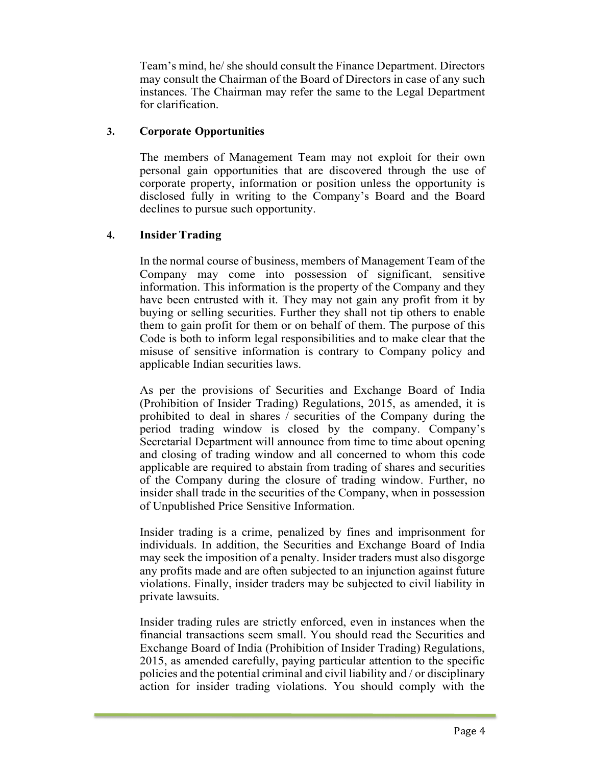Team's mind, he/ she should consult the Finance Department. Directors may consult the Chairman of the Board of Directors in case of any such instances. The Chairman may refer the same to the Legal Department for clarification.

### 3. Corporate Opportunities

The members of Management Team may not exploit for their own personal gain opportunities that are discovered through the use of corporate property, information or position unless the opportunity is disclosed fully in writing to the Company's Board and the Board declines to pursue such opportunity.

### 4. Insider Trading

In the normal course of business, members of Management Team of the Company may come into possession of significant, sensitive information. This information is the property of the Company and they have been entrusted with it. They may not gain any profit from it by buying or selling securities. Further they shall not tip others to enable them to gain profit for them or on behalf of them. The purpose of this Code is both to inform legal responsibilities and to make clear that the misuse of sensitive information is contrary to Company policy and applicable Indian securities laws.

As per the provisions of Securities and Exchange Board of India (Prohibition of Insider Trading) Regulations, 2015, as amended, it is prohibited to deal in shares / securities of the Company during the period trading window is closed by the company. Company's Secretarial Department will announce from time to time about opening and closing of trading window and all concerned to whom this code applicable are required to abstain from trading of shares and securities of the Company during the closure of trading window. Further, no insider shall trade in the securities of the Company, when in possession of Unpublished Price Sensitive Information.

Insider trading is a crime, penalized by fines and imprisonment for individuals. In addition, the Securities and Exchange Board of India may seek the imposition of a penalty. Insider traders must also disgorge any profits made and are often subjected to an injunction against future violations. Finally, insider traders may be subjected to civil liability in private lawsuits.

Insider trading rules are strictly enforced, even in instances when the financial transactions seem small. You should read the Securities and Exchange Board of India (Prohibition of Insider Trading) Regulations, 2015, as amended carefully, paying particular attention to the specific policies and the potential criminal and civil liability and / or disciplinary action for insider trading violations. You should comply with the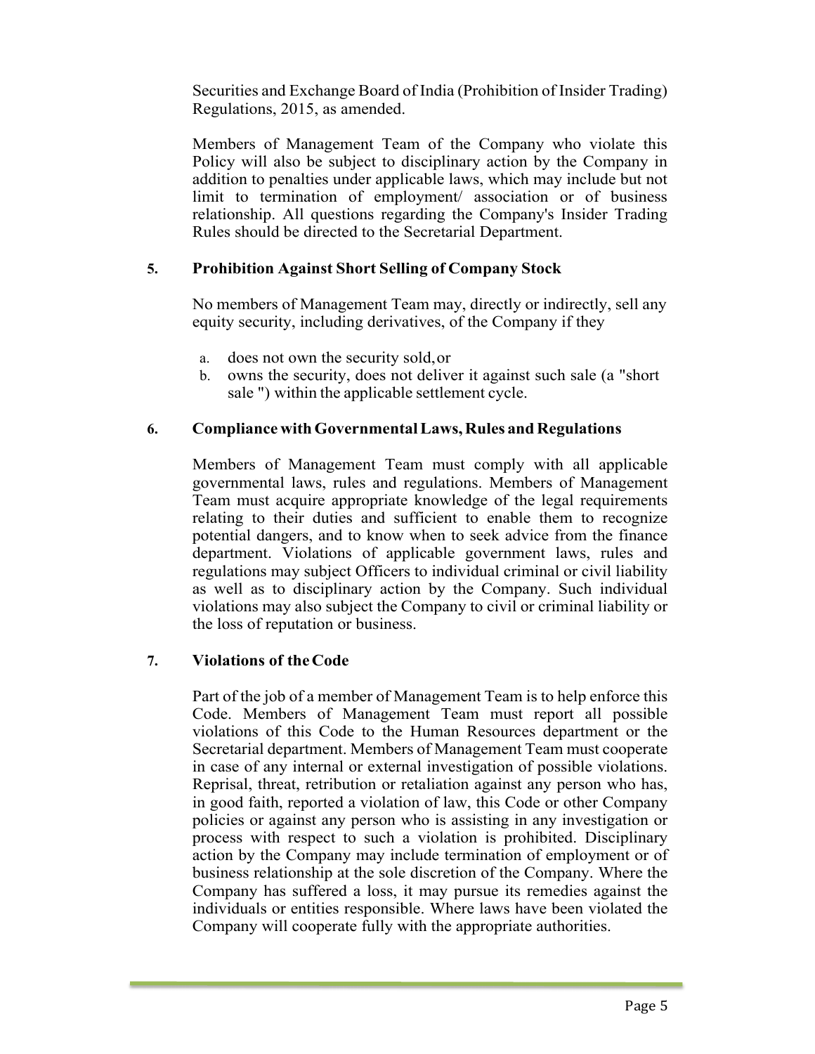Securities and Exchange Board of India (Prohibition of Insider Trading) Regulations, 2015, as amended.

Members of Management Team of the Company who violate this Policy will also be subject to disciplinary action by the Company in addition to penalties under applicable laws, which may include but not limit to termination of employment/ association or of business relationship. All questions regarding the Company's Insider Trading Rules should be directed to the Secretarial Department.

## 5. Prohibition Against Short Selling of Company Stock

No members of Management Team may, directly or indirectly, sell any equity security, including derivatives, of the Company if they

a. does not own the security sold, or
b. owns the security, does not deliver it against such sale (a "short sale ") within the applicable settlement cycle.

## 6. Compliance with Governmental Laws, Rules and Regulations

Members of Management Team must comply with all applicable governmental laws, rules and regulations. Members of Management Team must acquire appropriate knowledge of the legal requirements relating to their duties and sufficient to enable them to recognize potential dangers, and to know when to seek advice from the finance department. Violations of applicable government laws, rules and regulations may subject Officers to individual criminal or civil liability as well as to disciplinary action by the Company. Such individual violations may also subject the Company to civil or criminal liability or the loss of reputation or business.

## 7. Violations of the Code

Part of the job of a member of Management Team is to help enforce this Code. Members of Management Team must report all possible violations of this Code to the Human Resources department or the Secretarial department. Members of Management Team must cooperate in case of any internal or external investigation of possible violations. Reprisal, threat, retribution or retaliation against any person who has, in good faith, reported a violation of law, this Code or other Company policies or against any person who is assisting in any investigation or process with respect to such a violation is prohibited. Disciplinary action by the Company may include termination of employment or of business relationship at the sole discretion of the Company. Where the Company has suffered a loss, it may pursue its remedies against the individuals or entities responsible. Where laws have been violated the Company will cooperate fully with the appropriate authorities.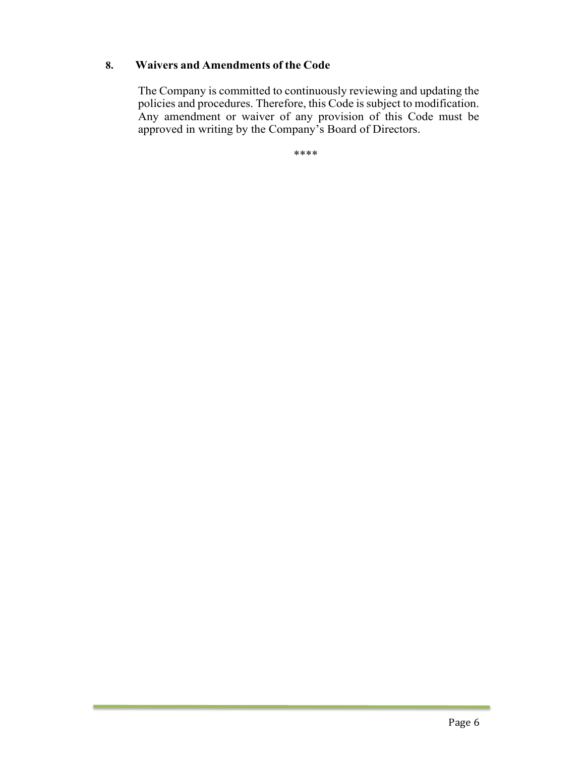## 8. Waivers and Amendments of the Code

The Company is committed to continuously reviewing and updating the policies and procedures. Therefore, this Code is subject to modification. Any amendment or waiver of any provision of this Code must be approved in writing by the Company's Board of Directors.

****